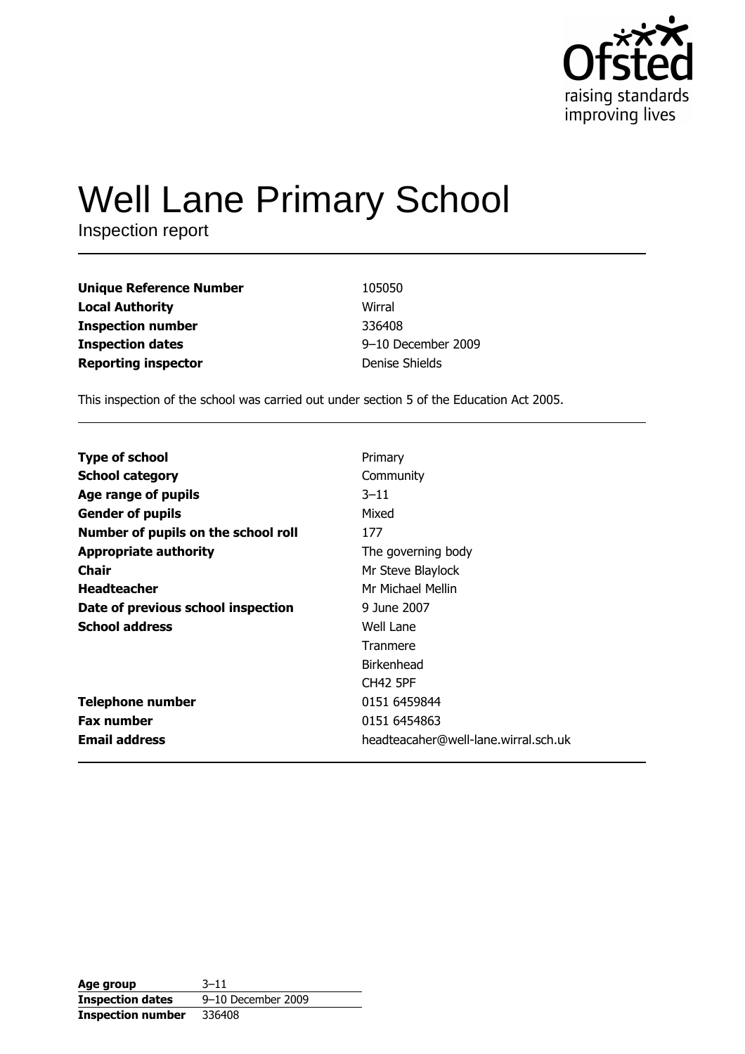Ofsted
raising standards
improving lives

# Well Lane Primary School

Inspection report

| | |
|---|---|
| **Unique Reference Number** | 105050 |
| **Local Authority** | Wirral |
| **Inspection number** | 336408 |
| **Inspection dates** | 9–10 December 2009 |
| **Reporting inspector** | Denise Shields |

This inspection of the school was carried out under section 5 of the Education Act 2005.

| | |
|---|---|
| **Type of school** | Primary |
| **School category** | Community |
| **Age range of pupils** | 3–11 |
| **Gender of pupils** | Mixed |
| **Number of pupils on the school roll** | 177 |
| **Appropriate authority** | The governing body |
| **Chair** | Mr Steve Blaylock |
| **Headteacher** | Mr Michael Mellin |
| **Date of previous school inspection** | 9 June 2007 |
| **School address** | Well Lane<br>Tranmere<br>Birkenhead<br>CH42 5PF |
| **Telephone number** | 0151 6459844 |
| **Fax number** | 0151 6454863 |
| **Email address** | headteacaher@well-lane.wirral.sch.uk |

| | |
|---|---|
| **Age group** | 3–11 |
| **Inspection dates** | 9–10 December 2009 |
| **Inspection number** | 336408 |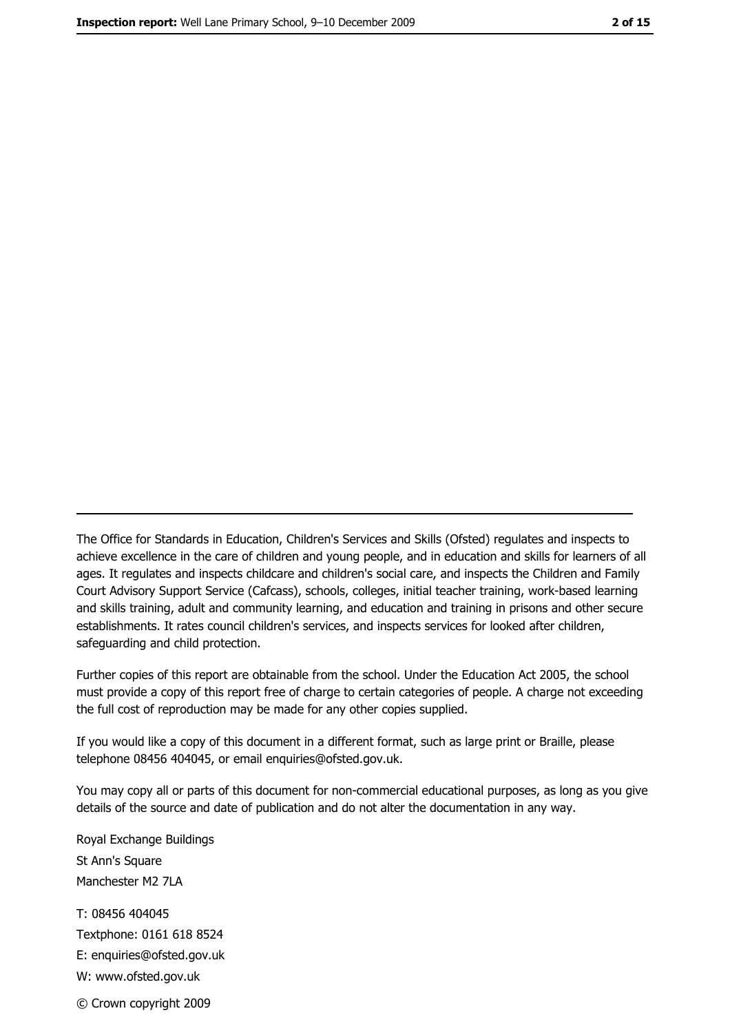The Office for Standards in Education, Children's Services and Skills (Ofsted) regulates and inspects to achieve excellence in the care of children and young people, and in education and skills for learners of all ages. It regulates and inspects childcare and children's social care, and inspects the Children and Family Court Advisory Support Service (Cafcass), schools, colleges, initial teacher training, work-based learning and skills training, adult and community learning, and education and training in prisons and other secure establishments. It rates council children's services, and inspects services for looked after children, safeguarding and child protection.

Further copies of this report are obtainable from the school. Under the Education Act 2005, the school must provide a copy of this report free of charge to certain categories of people. A charge not exceeding the full cost of reproduction may be made for any other copies supplied.

If you would like a copy of this document in a different format, such as large print or Braille, please telephone 08456 404045, or email enquiries@ofsted.gov.uk.

You may copy all or parts of this document for non-commercial educational purposes, as long as you give details of the source and date of publication and do not alter the documentation in any way.

Royal Exchange Buildings
St Ann's Square
Manchester M2 7LA

T: 08456 404045
Textphone: 0161 618 8524
E: enquiries@ofsted.gov.uk
W: www.ofsted.gov.uk

© Crown copyright 2009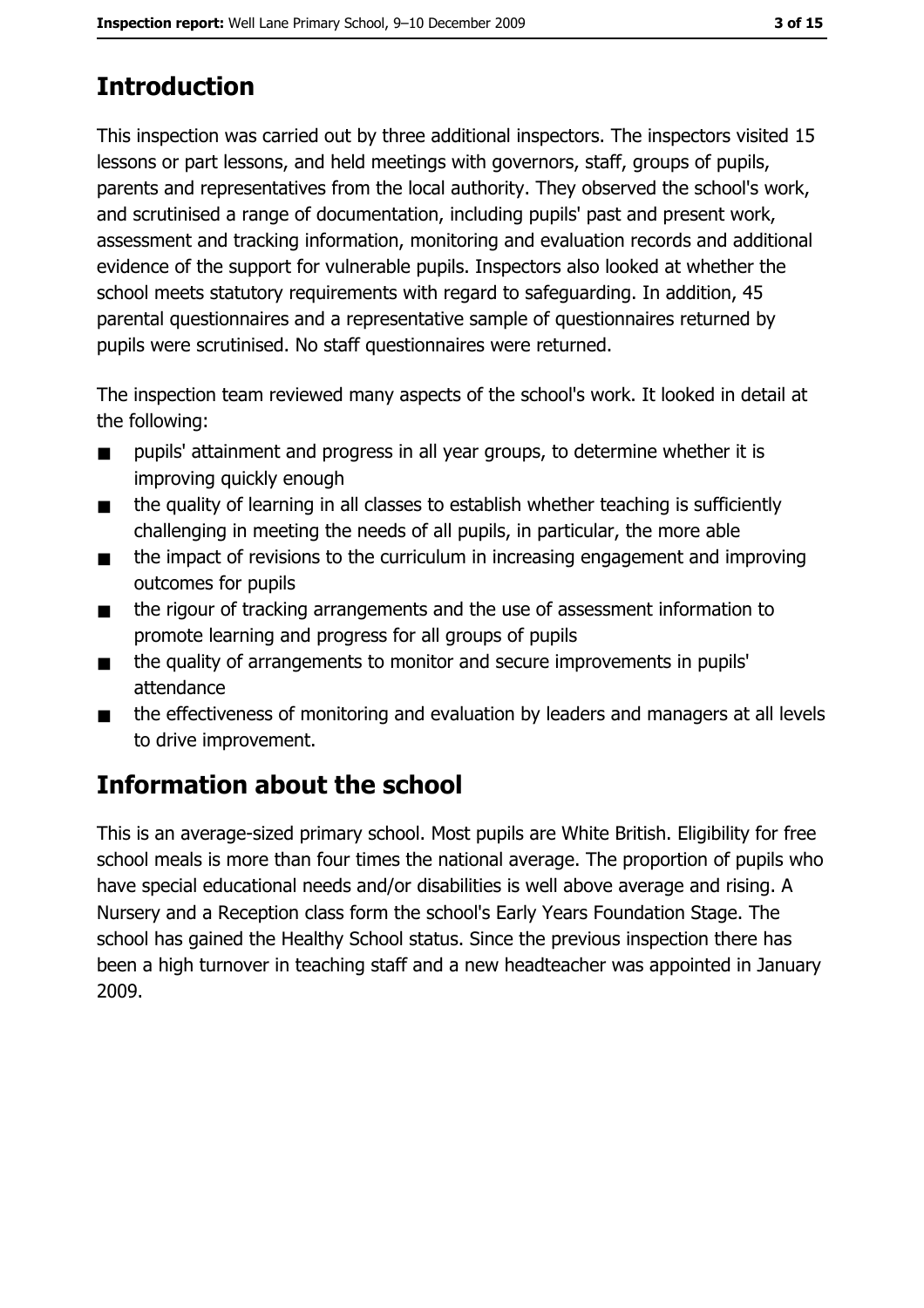## Introduction

This inspection was carried out by three additional inspectors. The inspectors visited 15 lessons or part lessons, and held meetings with governors, staff, groups of pupils, parents and representatives from the local authority. They observed the school's work, and scrutinised a range of documentation, including pupils' past and present work, assessment and tracking information, monitoring and evaluation records and additional evidence of the support for vulnerable pupils. Inspectors also looked at whether the school meets statutory requirements with regard to safeguarding. In addition, 45 parental questionnaires and a representative sample of questionnaires returned by pupils were scrutinised. No staff questionnaires were returned.

The inspection team reviewed many aspects of the school's work. It looked in detail at the following:

- pupils' attainment and progress in all year groups, to determine whether it is improving quickly enough
- the quality of learning in all classes to establish whether teaching is sufficiently challenging in meeting the needs of all pupils, in particular, the more able
- the impact of revisions to the curriculum in increasing engagement and improving outcomes for pupils
- the rigour of tracking arrangements and the use of assessment information to promote learning and progress for all groups of pupils
- the quality of arrangements to monitor and secure improvements in pupils' attendance
- the effectiveness of monitoring and evaluation by leaders and managers at all levels to drive improvement.

## Information about the school

This is an average-sized primary school. Most pupils are White British. Eligibility for free school meals is more than four times the national average. The proportion of pupils who have special educational needs and/or disabilities is well above average and rising. A Nursery and a Reception class form the school's Early Years Foundation Stage. The school has gained the Healthy School status. Since the previous inspection there has been a high turnover in teaching staff and a new headteacher was appointed in January 2009.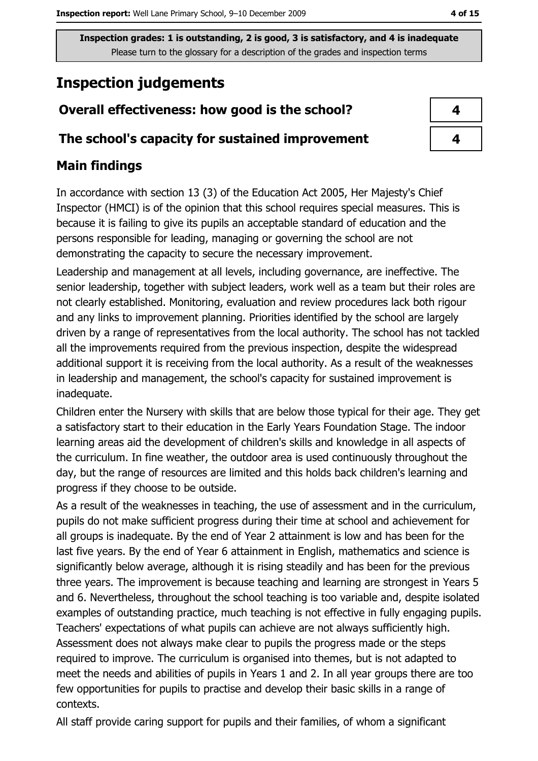**Inspection grades: 1 is outstanding, 2 is good, 3 is satisfactory, and 4 is inadequate**
Please turn to the glossary for a description of the grades and inspection terms

# Inspection judgements

| | |
|---|---|
| **Overall effectiveness: how good is the school?** | **4** |
| **The school's capacity for sustained improvement** | **4** |

## Main findings

In accordance with section 13 (3) of the Education Act 2005, Her Majesty's Chief Inspector (HMCI) is of the opinion that this school requires special measures. This is because it is failing to give its pupils an acceptable standard of education and the persons responsible for leading, managing or governing the school are not demonstrating the capacity to secure the necessary improvement.

Leadership and management at all levels, including governance, are ineffective. The senior leadership, together with subject leaders, work well as a team but their roles are not clearly established. Monitoring, evaluation and review procedures lack both rigour and any links to improvement planning. Priorities identified by the school are largely driven by a range of representatives from the local authority. The school has not tackled all the improvements required from the previous inspection, despite the widespread additional support it is receiving from the local authority. As a result of the weaknesses in leadership and management, the school's capacity for sustained improvement is inadequate.

Children enter the Nursery with skills that are below those typical for their age. They get a satisfactory start to their education in the Early Years Foundation Stage. The indoor learning areas aid the development of children's skills and knowledge in all aspects of the curriculum. In fine weather, the outdoor area is used continuously throughout the day, but the range of resources are limited and this holds back children's learning and progress if they choose to be outside.

As a result of the weaknesses in teaching, the use of assessment and in the curriculum, pupils do not make sufficient progress during their time at school and achievement for all groups is inadequate. By the end of Year 2 attainment is low and has been for the last five years. By the end of Year 6 attainment in English, mathematics and science is significantly below average, although it is rising steadily and has been for the previous three years. The improvement is because teaching and learning are strongest in Years 5 and 6. Nevertheless, throughout the school teaching is too variable and, despite isolated examples of outstanding practice, much teaching is not effective in fully engaging pupils. Teachers' expectations of what pupils can achieve are not always sufficiently high. Assessment does not always make clear to pupils the progress made or the steps required to improve. The curriculum is organised into themes, but is not adapted to meet the needs and abilities of pupils in Years 1 and 2. In all year groups there are too few opportunities for pupils to practise and develop their basic skills in a range of contexts.

All staff provide caring support for pupils and their families, of whom a significant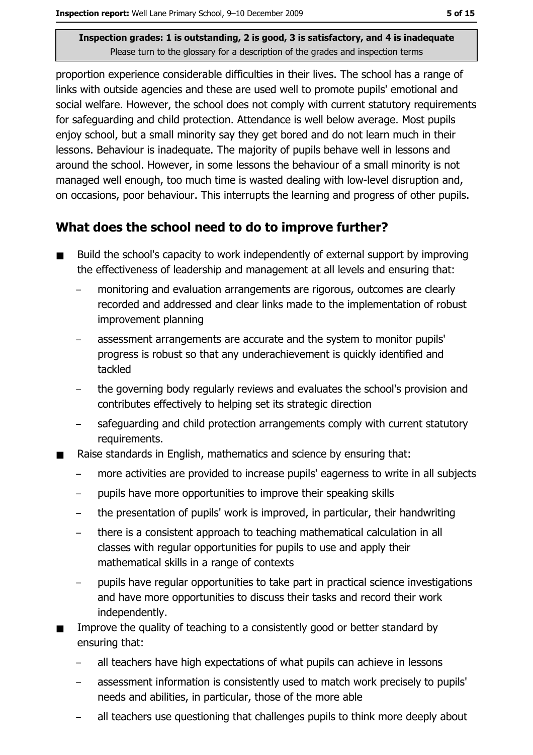proportion experience considerable difficulties in their lives. The school has a range of links with outside agencies and these are used well to promote pupils' emotional and social welfare. However, the school does not comply with current statutory requirements for safeguarding and child protection. Attendance is well below average. Most pupils enjoy school, but a small minority say they get bored and do not learn much in their lessons. Behaviour is inadequate. The majority of pupils behave well in lessons and around the school. However, in some lessons the behaviour of a small minority is not managed well enough, too much time is wasted dealing with low-level disruption and, on occasions, poor behaviour. This interrupts the learning and progress of other pupils.

## What does the school need to do to improve further?

- Build the school's capacity to work independently of external support by improving the effectiveness of leadership and management at all levels and ensuring that:
  - monitoring and evaluation arrangements are rigorous, outcomes are clearly recorded and addressed and clear links made to the implementation of robust improvement planning
  - assessment arrangements are accurate and the system to monitor pupils' progress is robust so that any underachievement is quickly identified and tackled
  - the governing body regularly reviews and evaluates the school's provision and contributes effectively to helping set its strategic direction
  - safeguarding and child protection arrangements comply with current statutory requirements.
- Raise standards in English, mathematics and science by ensuring that:
  - more activities are provided to increase pupils' eagerness to write in all subjects
  - pupils have more opportunities to improve their speaking skills
  - the presentation of pupils' work is improved, in particular, their handwriting
  - there is a consistent approach to teaching mathematical calculation in all classes with regular opportunities for pupils to use and apply their mathematical skills in a range of contexts
  - pupils have regular opportunities to take part in practical science investigations and have more opportunities to discuss their tasks and record their work independently.
- Improve the quality of teaching to a consistently good or better standard by ensuring that:
  - all teachers have high expectations of what pupils can achieve in lessons
  - assessment information is consistently used to match work precisely to pupils' needs and abilities, in particular, those of the more able
  - all teachers use questioning that challenges pupils to think more deeply about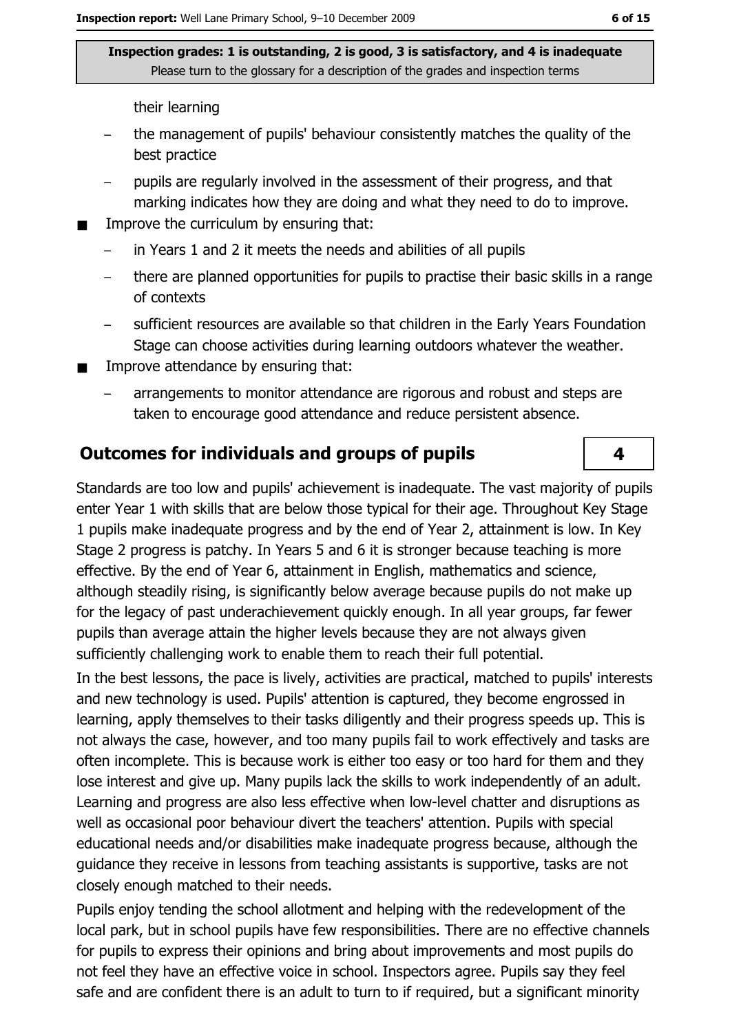their learning

  - the management of pupils' behaviour consistently matches the quality of the best practice
  - pupils are regularly involved in the assessment of their progress, and that marking indicates how they are doing and what they need to do to improve.
- Improve the curriculum by ensuring that:
  - in Years 1 and 2 it meets the needs and abilities of all pupils
  - there are planned opportunities for pupils to practise their basic skills in a range of contexts
  - sufficient resources are available so that children in the Early Years Foundation Stage can choose activities during learning outdoors whatever the weather.
- Improve attendance by ensuring that:
  - arrangements to monitor attendance are rigorous and robust and steps are taken to encourage good attendance and reduce persistent absence.

## Outcomes for individuals and groups of pupils

**4**

Standards are too low and pupils' achievement is inadequate. The vast majority of pupils enter Year 1 with skills that are below those typical for their age. Throughout Key Stage 1 pupils make inadequate progress and by the end of Year 2, attainment is low. In Key Stage 2 progress is patchy. In Years 5 and 6 it is stronger because teaching is more effective. By the end of Year 6, attainment in English, mathematics and science, although steadily rising, is significantly below average because pupils do not make up for the legacy of past underachievement quickly enough. In all year groups, far fewer pupils than average attain the higher levels because they are not always given sufficiently challenging work to enable them to reach their full potential.

In the best lessons, the pace is lively, activities are practical, matched to pupils' interests and new technology is used. Pupils' attention is captured, they become engrossed in learning, apply themselves to their tasks diligently and their progress speeds up. This is not always the case, however, and too many pupils fail to work effectively and tasks are often incomplete. This is because work is either too easy or too hard for them and they lose interest and give up. Many pupils lack the skills to work independently of an adult. Learning and progress are also less effective when low-level chatter and disruptions as well as occasional poor behaviour divert the teachers' attention. Pupils with special educational needs and/or disabilities make inadequate progress because, although the guidance they receive in lessons from teaching assistants is supportive, tasks are not closely enough matched to their needs.

Pupils enjoy tending the school allotment and helping with the redevelopment of the local park, but in school pupils have few responsibilities. There are no effective channels for pupils to express their opinions and bring about improvements and most pupils do not feel they have an effective voice in school. Inspectors agree. Pupils say they feel safe and are confident there is an adult to turn to if required, but a significant minority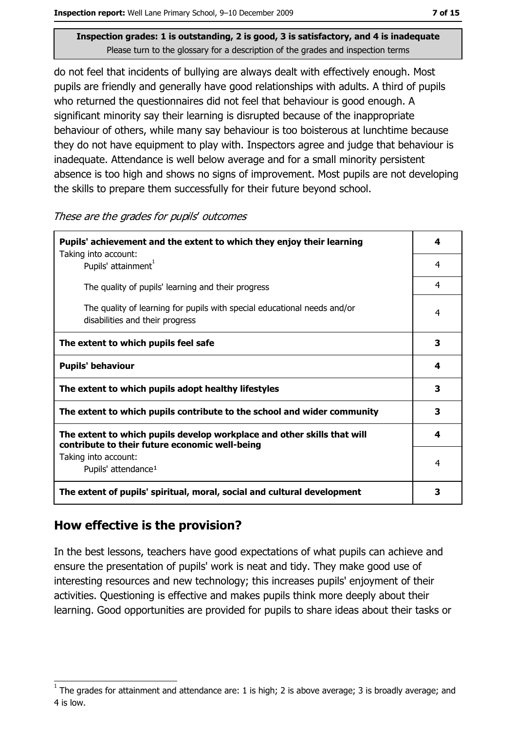Inspection grades: 1 is outstanding, 2 is good, 3 is satisfactory, and 4 is inadequate
Please turn to the glossary for a description of the grades and inspection terms

do not feel that incidents of bullying are always dealt with effectively enough. Most pupils are friendly and generally have good relationships with adults. A third of pupils who returned the questionnaires did not feel that behaviour is good enough. A significant minority say their learning is disrupted because of the inappropriate behaviour of others, while many say behaviour is too boisterous at lunchtime because they do not have equipment to play with. Inspectors agree and judge that behaviour is inadequate. Attendance is well below average and for a small minority persistent absence is too high and shows no signs of improvement. Most pupils are not developing the skills to prepare them successfully for their future beyond school.

*These are the grades for pupils' outcomes*

| | |
|---|---|
| **Pupils' achievement and the extent to which they enjoy their learning** | **4** |
| Taking into account: Pupils' attainment[1] | 4 |
| The quality of pupils' learning and their progress | 4 |
| The quality of learning for pupils with special educational needs and/or disabilities and their progress | 4 |
| **The extent to which pupils feel safe** | **3** |
| **Pupils' behaviour** | **4** |
| **The extent to which pupils adopt healthy lifestyles** | **3** |
| **The extent to which pupils contribute to the school and wider community** | **3** |
| **The extent to which pupils develop workplace and other skills that will contribute to their future economic well-being** | **4** |
| Taking into account: Pupils' attendance[1] | 4 |
| **The extent of pupils' spiritual, moral, social and cultural development** | **3** |

## How effective is the provision?

In the best lessons, teachers have good expectations of what pupils can achieve and ensure the presentation of pupils' work is neat and tidy. They make good use of interesting resources and new technology; this increases pupils' enjoyment of their activities. Questioning is effective and makes pupils think more deeply about their learning. Good opportunities are provided for pupils to share ideas about their tasks or

[1] The grades for attainment and attendance are: 1 is high; 2 is above average; 3 is broadly average; and 4 is low.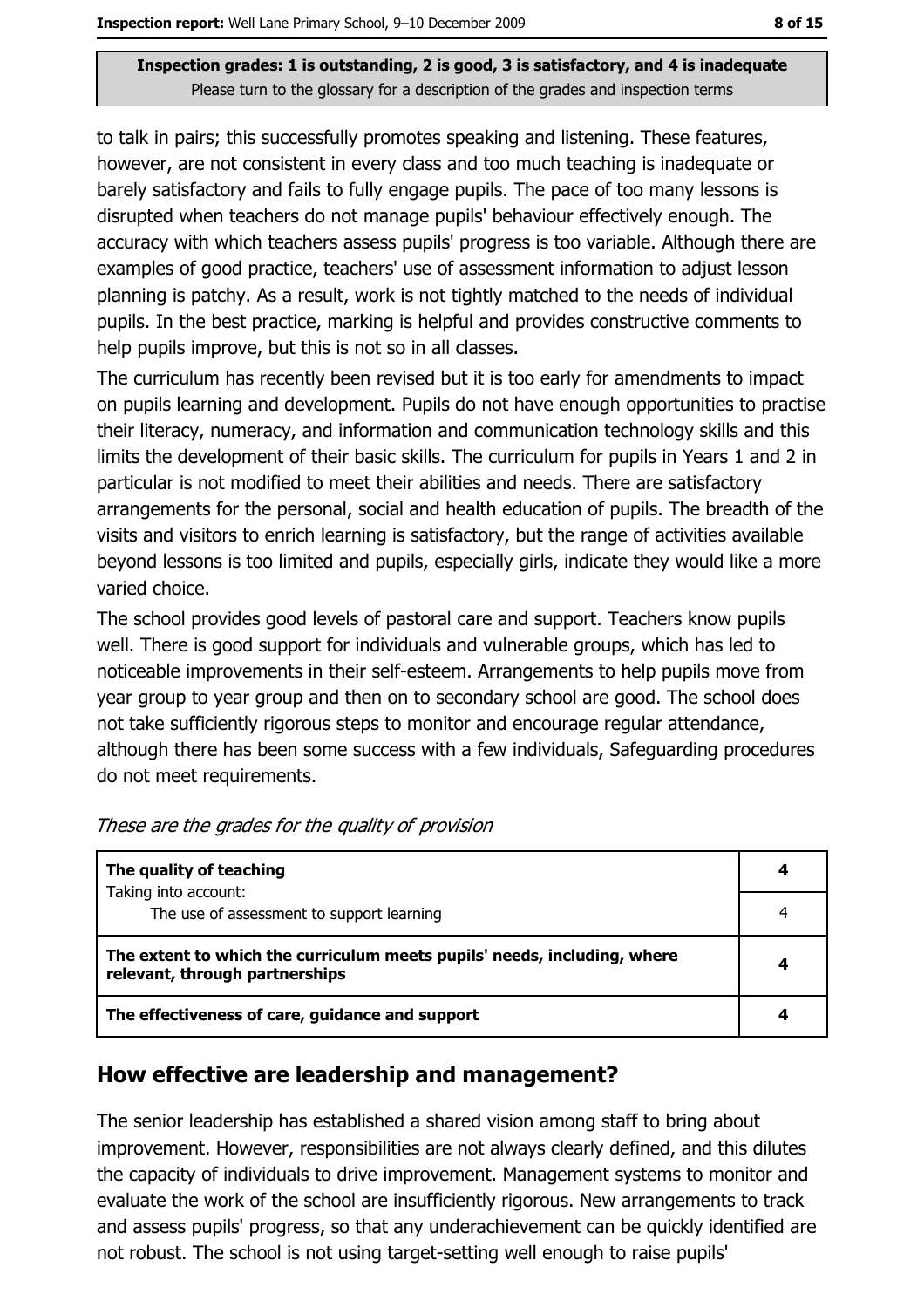Inspection grades: 1 is outstanding, 2 is good, 3 is satisfactory, and 4 is inadequate
Please turn to the glossary for a description of the grades and inspection terms

to talk in pairs; this successfully promotes speaking and listening. These features, however, are not consistent in every class and too much teaching is inadequate or barely satisfactory and fails to fully engage pupils. The pace of too many lessons is disrupted when teachers do not manage pupils' behaviour effectively enough. The accuracy with which teachers assess pupils' progress is too variable. Although there are examples of good practice, teachers' use of assessment information to adjust lesson planning is patchy. As a result, work is not tightly matched to the needs of individual pupils. In the best practice, marking is helpful and provides constructive comments to help pupils improve, but this is not so in all classes.

The curriculum has recently been revised but it is too early for amendments to impact on pupils learning and development. Pupils do not have enough opportunities to practise their literacy, numeracy, and information and communication technology skills and this limits the development of their basic skills. The curriculum for pupils in Years 1 and 2 in particular is not modified to meet their abilities and needs. There are satisfactory arrangements for the personal, social and health education of pupils. The breadth of the visits and visitors to enrich learning is satisfactory, but the range of activities available beyond lessons is too limited and pupils, especially girls, indicate they would like a more varied choice.

The school provides good levels of pastoral care and support. Teachers know pupils well. There is good support for individuals and vulnerable groups, which has led to noticeable improvements in their self-esteem. Arrangements to help pupils move from year group to year group and then on to secondary school are good. The school does not take sufficiently rigorous steps to monitor and encourage regular attendance, although there has been some success with a few individuals, Safeguarding procedures do not meet requirements.

*These are the grades for the quality of provision*

| | |
|---|---|
| **The quality of teaching**<br>Taking into account: | **4** |
| The use of assessment to support learning | 4 |
| **The extent to which the curriculum meets pupils' needs, including, where relevant, through partnerships** | **4** |
| **The effectiveness of care, guidance and support** | **4** |

## How effective are leadership and management?

The senior leadership has established a shared vision among staff to bring about improvement. However, responsibilities are not always clearly defined, and this dilutes the capacity of individuals to drive improvement. Management systems to monitor and evaluate the work of the school are insufficiently rigorous. New arrangements to track and assess pupils' progress, so that any underachievement can be quickly identified are not robust. The school is not using target-setting well enough to raise pupils'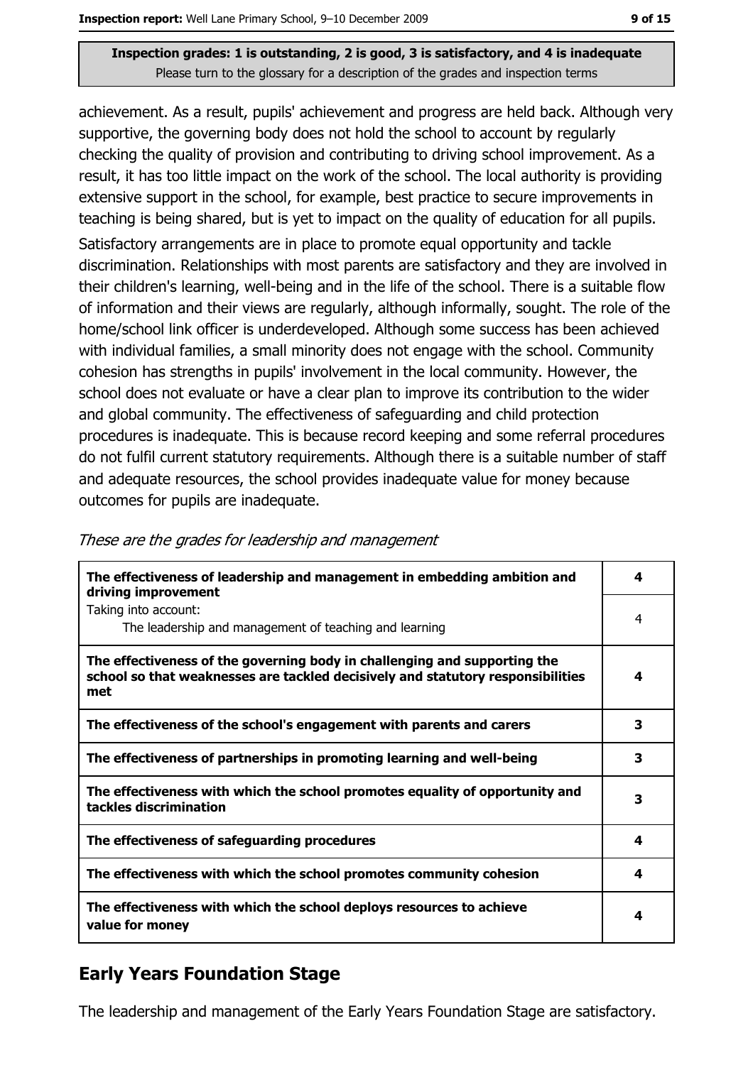Inspection grades: 1 is outstanding, 2 is good, 3 is satisfactory, and 4 is inadequate
Please turn to the glossary for a description of the grades and inspection terms

achievement. As a result, pupils' achievement and progress are held back. Although very supportive, the governing body does not hold the school to account by regularly checking the quality of provision and contributing to driving school improvement. As a result, it has too little impact on the work of the school. The local authority is providing extensive support in the school, for example, best practice to secure improvements in teaching is being shared, but is yet to impact on the quality of education for all pupils.

Satisfactory arrangements are in place to promote equal opportunity and tackle discrimination. Relationships with most parents are satisfactory and they are involved in their children's learning, well-being and in the life of the school. There is a suitable flow of information and their views are regularly, although informally, sought. The role of the home/school link officer is underdeveloped. Although some success has been achieved with individual families, a small minority does not engage with the school. Community cohesion has strengths in pupils' involvement in the local community. However, the school does not evaluate or have a clear plan to improve its contribution to the wider and global community. The effectiveness of safeguarding and child protection procedures is inadequate. This is because record keeping and some referral procedures do not fulfil current statutory requirements. Although there is a suitable number of staff and adequate resources, the school provides inadequate value for money because outcomes for pupils are inadequate.

*These are the grades for leadership and management*

| | |
|---|---|
| **The effectiveness of leadership and management in embedding ambition and driving improvement** | **4** |
| Taking into account: The leadership and management of teaching and learning | 4 |
| **The effectiveness of the governing body in challenging and supporting the school so that weaknesses are tackled decisively and statutory responsibilities met** | **4** |
| **The effectiveness of the school's engagement with parents and carers** | **3** |
| **The effectiveness of partnerships in promoting learning and well-being** | **3** |
| **The effectiveness with which the school promotes equality of opportunity and tackles discrimination** | **3** |
| **The effectiveness of safeguarding procedures** | **4** |
| **The effectiveness with which the school promotes community cohesion** | **4** |
| **The effectiveness with which the school deploys resources to achieve value for money** | **4** |

## Early Years Foundation Stage

The leadership and management of the Early Years Foundation Stage are satisfactory.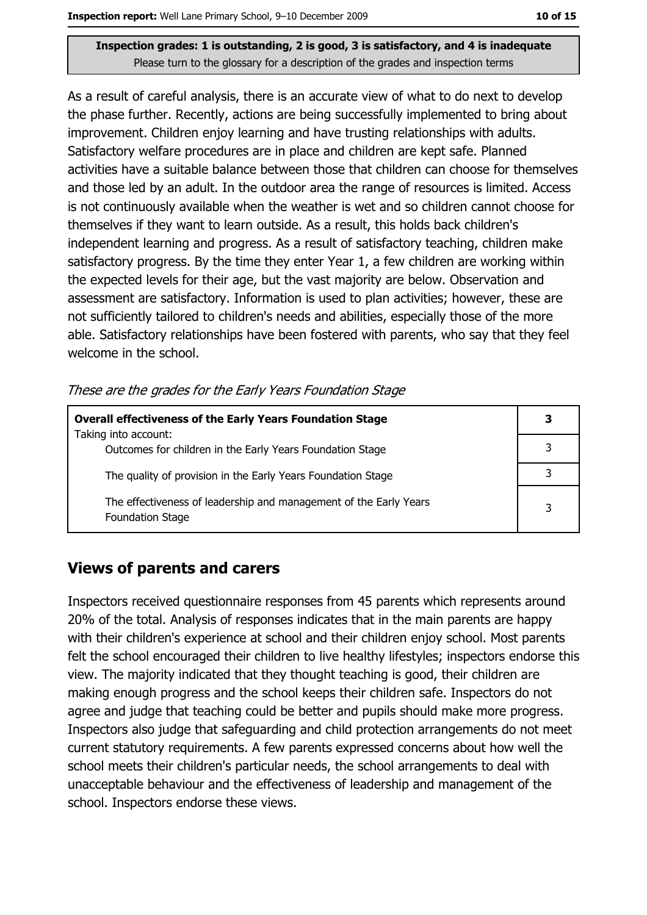Inspection grades: 1 is outstanding, 2 is good, 3 is satisfactory, and 4 is inadequate
Please turn to the glossary for a description of the grades and inspection terms

As a result of careful analysis, there is an accurate view of what to do next to develop the phase further. Recently, actions are being successfully implemented to bring about improvement. Children enjoy learning and have trusting relationships with adults. Satisfactory welfare procedures are in place and children are kept safe. Planned activities have a suitable balance between those that children can choose for themselves and those led by an adult. In the outdoor area the range of resources is limited. Access is not continuously available when the weather is wet and so children cannot choose for themselves if they want to learn outside. As a result, this holds back children's independent learning and progress. As a result of satisfactory teaching, children make satisfactory progress. By the time they enter Year 1, a few children are working within the expected levels for their age, but the vast majority are below. Observation and assessment are satisfactory. Information is used to plan activities; however, these are not sufficiently tailored to children's needs and abilities, especially those of the more able. Satisfactory relationships have been fostered with parents, who say that they feel welcome in the school.

*These are the grades for the Early Years Foundation Stage*

| **Overall effectiveness of the Early Years Foundation Stage** | **3** |
|---|---|
| Taking into account: Outcomes for children in the Early Years Foundation Stage | 3 |
| The quality of provision in the Early Years Foundation Stage | 3 |
| The effectiveness of leadership and management of the Early Years Foundation Stage | 3 |

## Views of parents and carers

Inspectors received questionnaire responses from 45 parents which represents around 20% of the total. Analysis of responses indicates that in the main parents are happy with their children's experience at school and their children enjoy school. Most parents felt the school encouraged their children to live healthy lifestyles; inspectors endorse this view. The majority indicated that they thought teaching is good, their children are making enough progress and the school keeps their children safe. Inspectors do not agree and judge that teaching could be better and pupils should make more progress. Inspectors also judge that safeguarding and child protection arrangements do not meet current statutory requirements. A few parents expressed concerns about how well the school meets their children's particular needs, the school arrangements to deal with unacceptable behaviour and the effectiveness of leadership and management of the school. Inspectors endorse these views.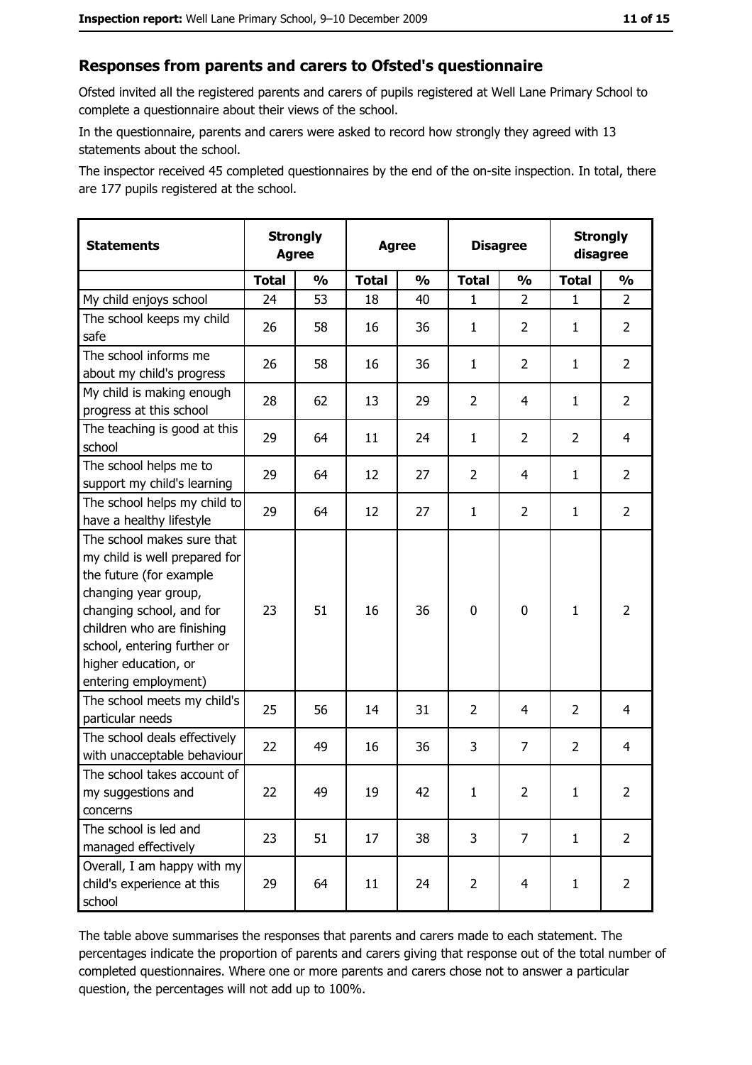## Responses from parents and carers to Ofsted's questionnaire

Ofsted invited all the registered parents and carers of pupils registered at Well Lane Primary School to complete a questionnaire about their views of the school.

In the questionnaire, parents and carers were asked to record how strongly they agreed with 13 statements about the school.

The inspector received 45 completed questionnaires by the end of the on-site inspection. In total, there are 177 pupils registered at the school.

| Statements | Strongly Agree | | Agree | | Disagree | | Strongly disagree | |
|---|---|---|---|---|---|---|---|---|
| | Total | % | Total | % | Total | % | Total | % |
| My child enjoys school | 24 | 53 | 18 | 40 | 1 | 2 | 1 | 2 |
| The school keeps my child safe | 26 | 58 | 16 | 36 | 1 | 2 | 1 | 2 |
| The school informs me about my child's progress | 26 | 58 | 16 | 36 | 1 | 2 | 1 | 2 |
| My child is making enough progress at this school | 28 | 62 | 13 | 29 | 2 | 4 | 1 | 2 |
| The teaching is good at this school | 29 | 64 | 11 | 24 | 1 | 2 | 2 | 4 |
| The school helps me to support my child's learning | 29 | 64 | 12 | 27 | 2 | 4 | 1 | 2 |
| The school helps my child to have a healthy lifestyle | 29 | 64 | 12 | 27 | 1 | 2 | 1 | 2 |
| The school makes sure that my child is well prepared for the future (for example changing year group, changing school, and for children who are finishing school, entering further or higher education, or entering employment) | 23 | 51 | 16 | 36 | 0 | 0 | 1 | 2 |
| The school meets my child's particular needs | 25 | 56 | 14 | 31 | 2 | 4 | 2 | 4 |
| The school deals effectively with unacceptable behaviour | 22 | 49 | 16 | 36 | 3 | 7 | 2 | 4 |
| The school takes account of my suggestions and concerns | 22 | 49 | 19 | 42 | 1 | 2 | 1 | 2 |
| The school is led and managed effectively | 23 | 51 | 17 | 38 | 3 | 7 | 1 | 2 |
| Overall, I am happy with my child's experience at this school | 29 | 64 | 11 | 24 | 2 | 4 | 1 | 2 |

The table above summarises the responses that parents and carers made to each statement. The percentages indicate the proportion of parents and carers giving that response out of the total number of completed questionnaires. Where one or more parents and carers chose not to answer a particular question, the percentages will not add up to 100%.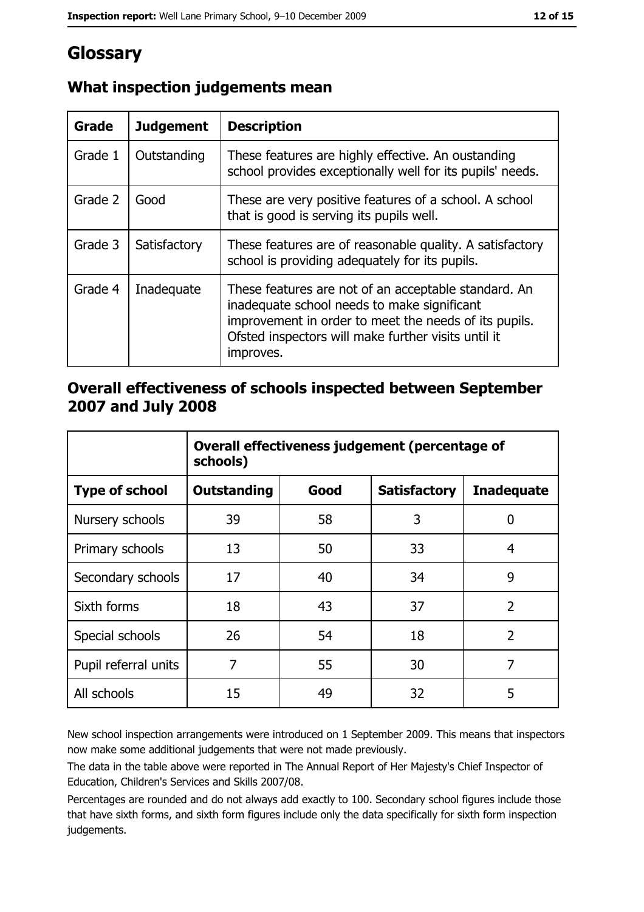# Glossary

## What inspection judgements mean

| Grade | Judgement | Description |
| --- | --- | --- |
| Grade 1 | Outstanding | These features are highly effective. An oustanding school provides exceptionally well for its pupils' needs. |
| Grade 2 | Good | These are very positive features of a school. A school that is good is serving its pupils well. |
| Grade 3 | Satisfactory | These features are of reasonable quality. A satisfactory school is providing adequately for its pupils. |
| Grade 4 | Inadequate | These features are not of an acceptable standard. An inadequate school needs to make significant improvement in order to meet the needs of its pupils. Ofsted inspectors will make further visits until it improves. |

## Overall effectiveness of schools inspected between September 2007 and July 2008

| | Overall effectiveness judgement (percentage of schools) | | | |
| --- | --- | --- | --- | --- |
| **Type of school** | **Outstanding** | **Good** | **Satisfactory** | **Inadequate** |
| Nursery schools | 39 | 58 | 3 | 0 |
| Primary schools | 13 | 50 | 33 | 4 |
| Secondary schools | 17 | 40 | 34 | 9 |
| Sixth forms | 18 | 43 | 37 | 2 |
| Special schools | 26 | 54 | 18 | 2 |
| Pupil referral units | 7 | 55 | 30 | 7 |
| All schools | 15 | 49 | 32 | 5 |

New school inspection arrangements were introduced on 1 September 2009. This means that inspectors now make some additional judgements that were not made previously.

The data in the table above were reported in The Annual Report of Her Majesty's Chief Inspector of Education, Children's Services and Skills 2007/08.

Percentages are rounded and do not always add exactly to 100. Secondary school figures include those that have sixth forms, and sixth form figures include only the data specifically for sixth form inspection judgements.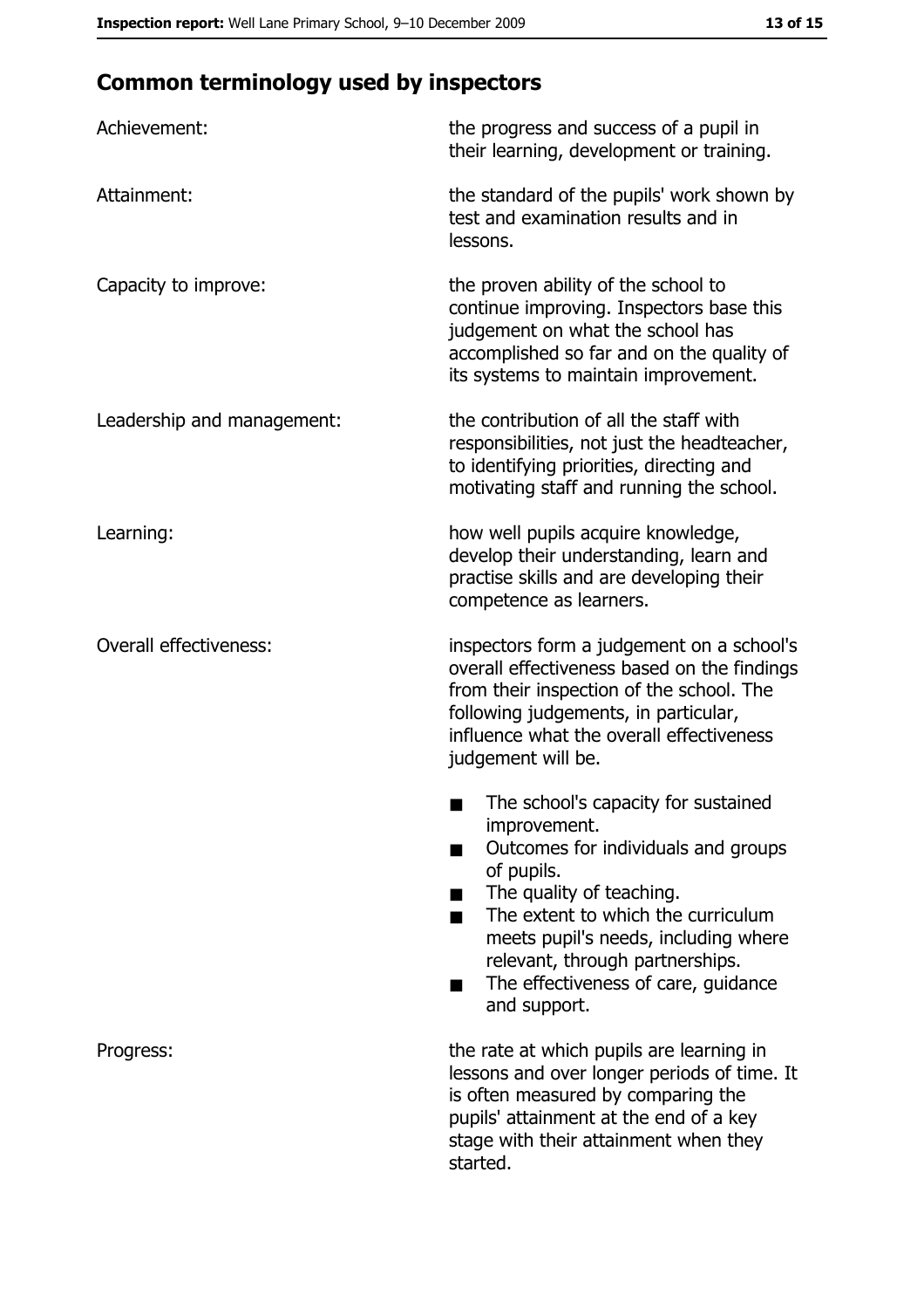## Common terminology used by inspectors

| | |
|---|---|
| Achievement: | the progress and success of a pupil in their learning, development or training. |
| Attainment: | the standard of the pupils' work shown by test and examination results and in lessons. |
| Capacity to improve: | the proven ability of the school to continue improving. Inspectors base this judgement on what the school has accomplished so far and on the quality of its systems to maintain improvement. |
| Leadership and management: | the contribution of all the staff with responsibilities, not just the headteacher, to identifying priorities, directing and motivating staff and running the school. |
| Learning: | how well pupils acquire knowledge, develop their understanding, learn and practise skills and are developing their competence as learners. |
| Overall effectiveness: | inspectors form a judgement on a school's overall effectiveness based on the findings from their inspection of the school. The following judgements, in particular, influence what the overall effectiveness judgement will be.<br>■ The school's capacity for sustained improvement.<br>■ Outcomes for individuals and groups of pupils.<br>■ The quality of teaching.<br>■ The extent to which the curriculum meets pupil's needs, including where relevant, through partnerships.<br>■ The effectiveness of care, guidance and support. |
| Progress: | the rate at which pupils are learning in lessons and over longer periods of time. It is often measured by comparing the pupils' attainment at the end of a key stage with their attainment when they started. |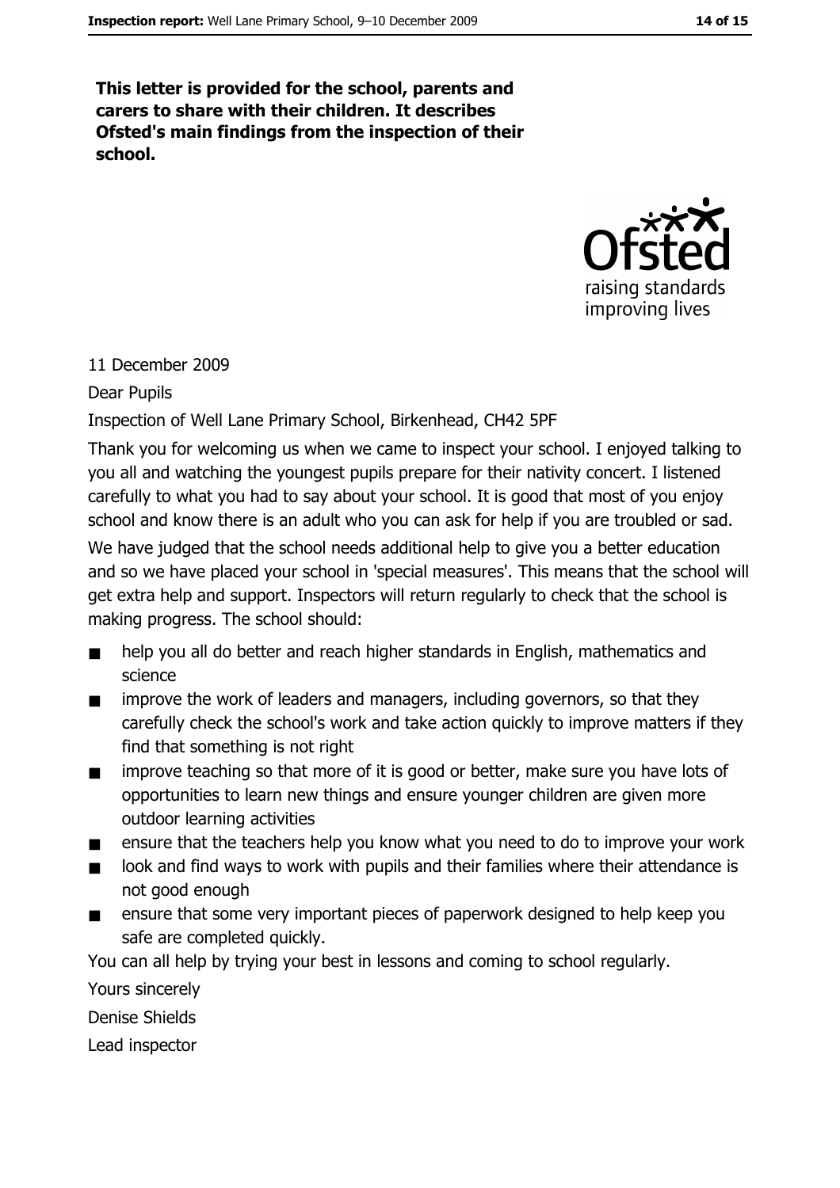**This letter is provided for the school, parents and carers to share with their children. It describes Ofsted's main findings from the inspection of their school.**

11 December 2009

Dear Pupils

Inspection of Well Lane Primary School, Birkenhead, CH42 5PF

Thank you for welcoming us when we came to inspect your school. I enjoyed talking to you all and watching the youngest pupils prepare for their nativity concert. I listened carefully to what you had to say about your school. It is good that most of you enjoy school and know there is an adult who you can ask for help if you are troubled or sad.

We have judged that the school needs additional help to give you a better education and so we have placed your school in 'special measures'. This means that the school will get extra help and support. Inspectors will return regularly to check that the school is making progress. The school should:

- help you all do better and reach higher standards in English, mathematics and science
- improve the work of leaders and managers, including governors, so that they carefully check the school's work and take action quickly to improve matters if they find that something is not right
- improve teaching so that more of it is good or better, make sure you have lots of opportunities to learn new things and ensure younger children are given more outdoor learning activities
- ensure that the teachers help you know what you need to do to improve your work
- look and find ways to work with pupils and their families where their attendance is not good enough
- ensure that some very important pieces of paperwork designed to help keep you safe are completed quickly.

You can all help by trying your best in lessons and coming to school regularly.

Yours sincerely

Denise Shields

Lead inspector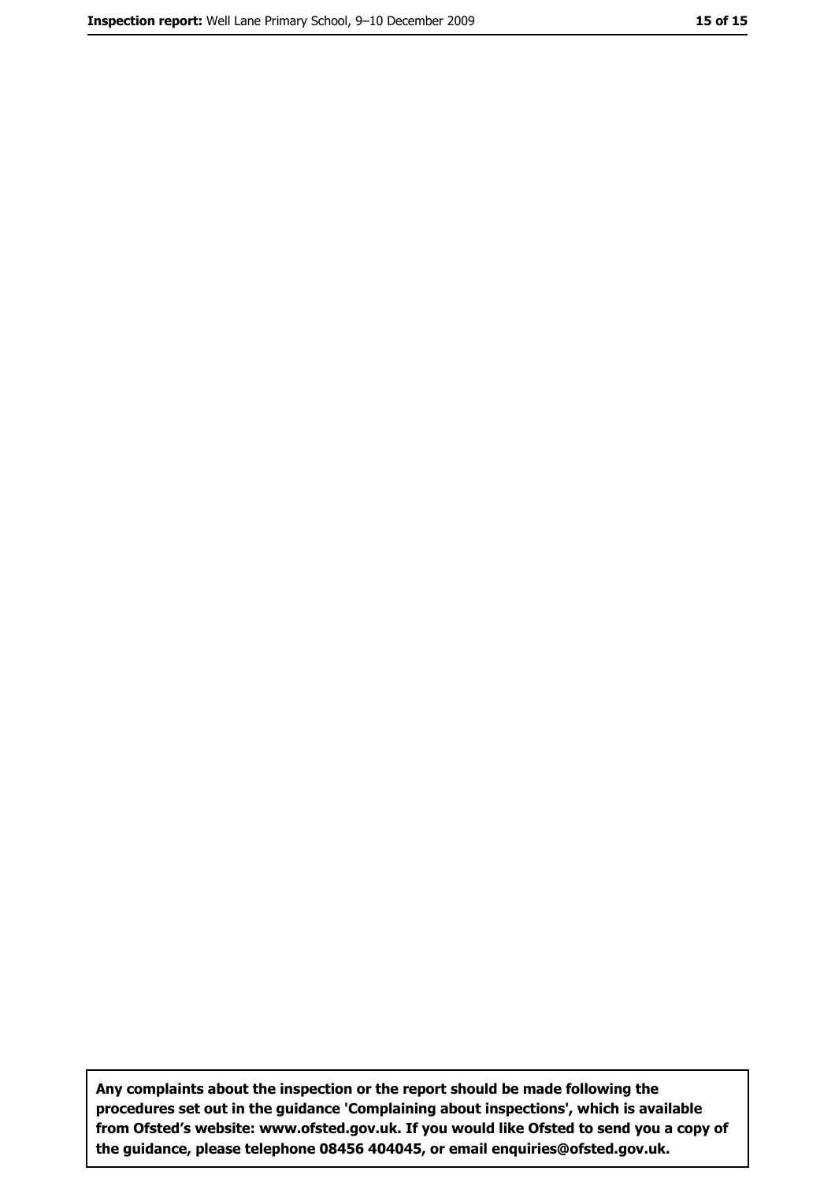**Any complaints about the inspection or the report should be made following the procedures set out in the guidance 'Complaining about inspections', which is available from Ofsted's website: www.ofsted.gov.uk. If you would like Ofsted to send you a copy of the guidance, please telephone 08456 404045, or email enquiries@ofsted.gov.uk.**